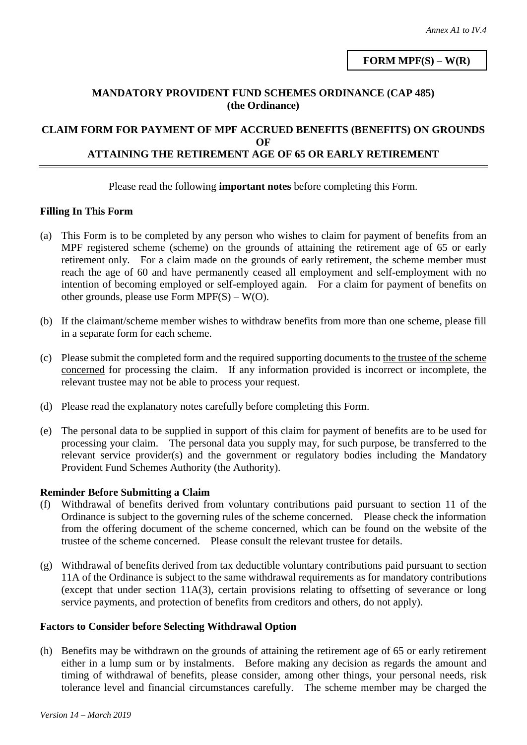*Annex A1 to IV.4*

**FORM MPF(S) – W(R)**

**MANDATORY PROVIDENT FUND SCHEMES ORDINANCE (CAP 485)
(the Ordinance)**

# CLAIM FORM FOR PAYMENT OF MPF ACCRUED BENEFITS (BENEFITS) ON GROUNDS OF ATTAINING THE RETIREMENT AGE OF 65 OR EARLY RETIREMENT

---

Please read the following **important notes** before completing this Form.

### Filling In This Form

(a) This Form is to be completed by any person who wishes to claim for payment of benefits from an MPF registered scheme (scheme) on the grounds of attaining the retirement age of 65 or early retirement only. For a claim made on the grounds of early retirement, the scheme member must reach the age of 60 and have permanently ceased all employment and self-employment with no intention of becoming employed or self-employed again. For a claim for payment of benefits on other grounds, please use Form MPF(S) – W(O).

(b) If the claimant/scheme member wishes to withdraw benefits from more than one scheme, please fill in a separate form for each scheme.

(c) Please submit the completed form and the required supporting documents to the trustee of the scheme concerned for processing the claim. If any information provided is incorrect or incomplete, the relevant trustee may not be able to process your request.

(d) Please read the explanatory notes carefully before completing this Form.

(e) The personal data to be supplied in support of this claim for payment of benefits are to be used for processing your claim. The personal data you supply may, for such purpose, be transferred to the relevant service provider(s) and the government or regulatory bodies including the Mandatory Provident Fund Schemes Authority (the Authority).

### Reminder Before Submitting a Claim

(f) Withdrawal of benefits derived from voluntary contributions paid pursuant to section 11 of the Ordinance is subject to the governing rules of the scheme concerned. Please check the information from the offering document of the scheme concerned, which can be found on the website of the trustee of the scheme concerned. Please consult the relevant trustee for details.

(g) Withdrawal of benefits derived from tax deductible voluntary contributions paid pursuant to section 11A of the Ordinance is subject to the same withdrawal requirements as for mandatory contributions (except that under section 11A(3), certain provisions relating to offsetting of severance or long service payments, and protection of benefits from creditors and others, do not apply).

### Factors to Consider before Selecting Withdrawal Option

(h) Benefits may be withdrawn on the grounds of attaining the retirement age of 65 or early retirement either in a lump sum or by instalments. Before making any decision as regards the amount and timing of withdrawal of benefits, please consider, among other things, your personal needs, risk tolerance level and financial circumstances carefully. The scheme member may be charged the

*Version 14 – March 2019*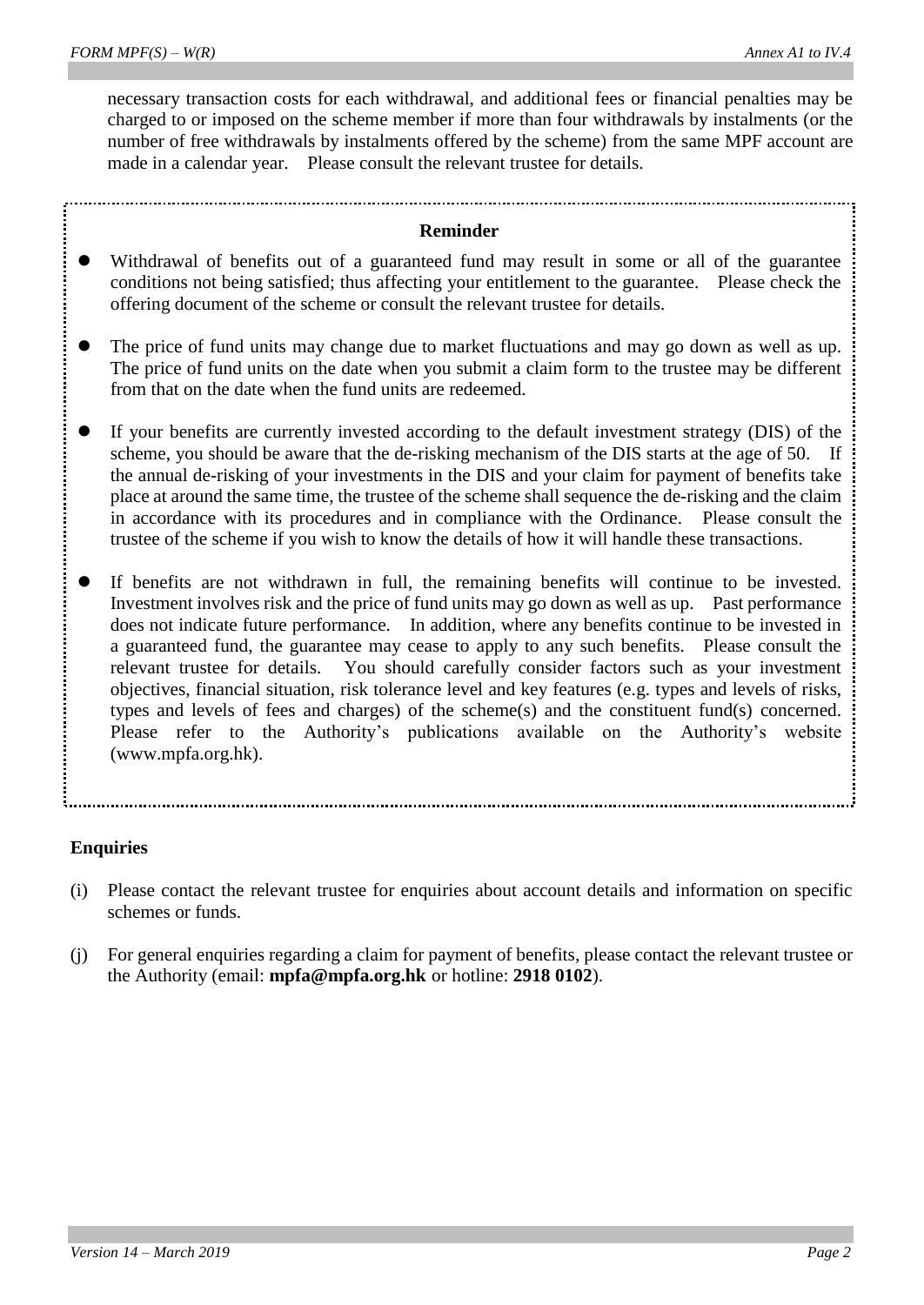necessary transaction costs for each withdrawal, and additional fees or financial penalties may be charged to or imposed on the scheme member if more than four withdrawals by instalments (or the number of free withdrawals by instalments offered by the scheme) from the same MPF account are made in a calendar year. Please consult the relevant trustee for details.

**Reminder**

- Withdrawal of benefits out of a guaranteed fund may result in some or all of the guarantee conditions not being satisfied; thus affecting your entitlement to the guarantee. Please check the offering document of the scheme or consult the relevant trustee for details.
- The price of fund units may change due to market fluctuations and may go down as well as up. The price of fund units on the date when you submit a claim form to the trustee may be different from that on the date when the fund units are redeemed.
- If your benefits are currently invested according to the default investment strategy (DIS) of the scheme, you should be aware that the de-risking mechanism of the DIS starts at the age of 50. If the annual de-risking of your investments in the DIS and your claim for payment of benefits take place at around the same time, the trustee of the scheme shall sequence the de-risking and the claim in accordance with its procedures and in compliance with the Ordinance. Please consult the trustee of the scheme if you wish to know the details of how it will handle these transactions.
- If benefits are not withdrawn in full, the remaining benefits will continue to be invested. Investment involves risk and the price of fund units may go down as well as up. Past performance does not indicate future performance. In addition, where any benefits continue to be invested in a guaranteed fund, the guarantee may cease to apply to any such benefits. Please consult the relevant trustee for details. You should carefully consider factors such as your investment objectives, financial situation, risk tolerance level and key features (e.g. types and levels of risks, types and levels of fees and charges) of the scheme(s) and the constituent fund(s) concerned. Please refer to the Authority's publications available on the Authority's website (www.mpfa.org.hk).

**Enquiries**

(i) Please contact the relevant trustee for enquiries about account details and information on specific schemes or funds.

(j) For general enquiries regarding a claim for payment of benefits, please contact the relevant trustee or the Authority (email: **mpfa@mpfa.org.hk** or hotline: **2918 0102**).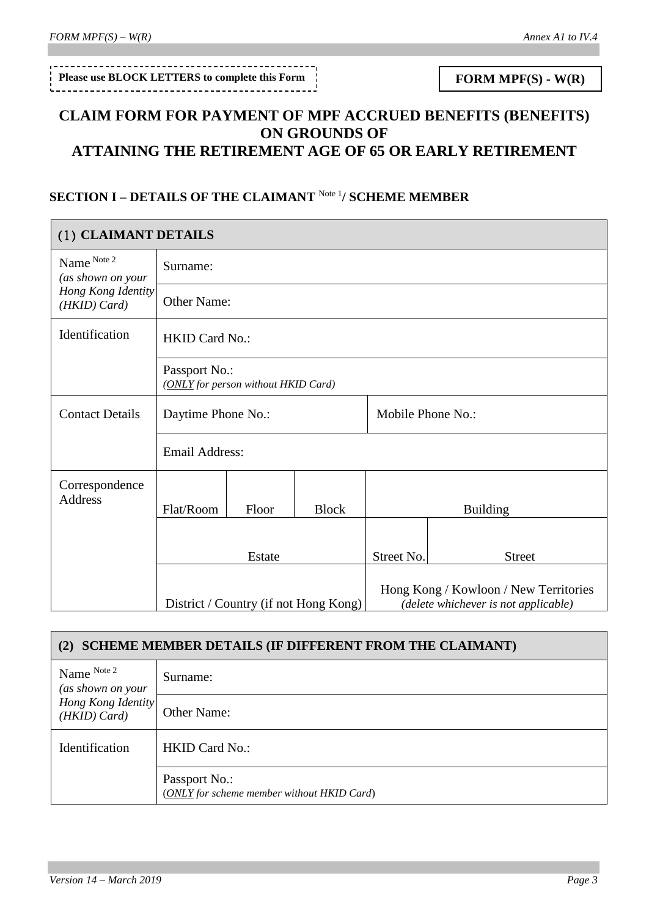Please use BLOCK LETTERS to complete this Form

**FORM MPF(S) - W(R)**

# CLAIM FORM FOR PAYMENT OF MPF ACCRUED BENEFITS (BENEFITS) ON GROUNDS OF ATTAINING THE RETIREMENT AGE OF 65 OR EARLY RETIREMENT

## SECTION I – DETAILS OF THE CLAIMANT [Note 1] / SCHEME MEMBER

| (1) CLAIMANT DETAILS | | | | | |
|---|---|---|---|---|---|
| Name [Note 2] *(as shown on your Hong Kong Identity (HKID) Card)* | Surname: | | | | |
| | Other Name: | | | | |
| Identification | HKID Card No.: | | | | |
| | Passport No.: *(ONLY for person without HKID Card)* | | | | |
| Contact Details | Daytime Phone No.: | | | Mobile Phone No.: | |
| | Email Address: | | | | |
| Correspondence Address | Flat/Room | Floor | Block | Building | |
| | Estate | | | Street No. | Street |
| | District / Country (if not Hong Kong) | | | Hong Kong / Kowloon / New Territories *(delete whichever is not applicable)* | |

| (2) SCHEME MEMBER DETAILS (IF DIFFERENT FROM THE CLAIMANT) | |
|---|---|
| Name [Note 2] *(as shown on your Hong Kong Identity (HKID) Card)* | Surname: |
| | Other Name: |
| Identification | HKID Card No.: |
| | Passport No.: (*ONLY for scheme member without HKID Card*) |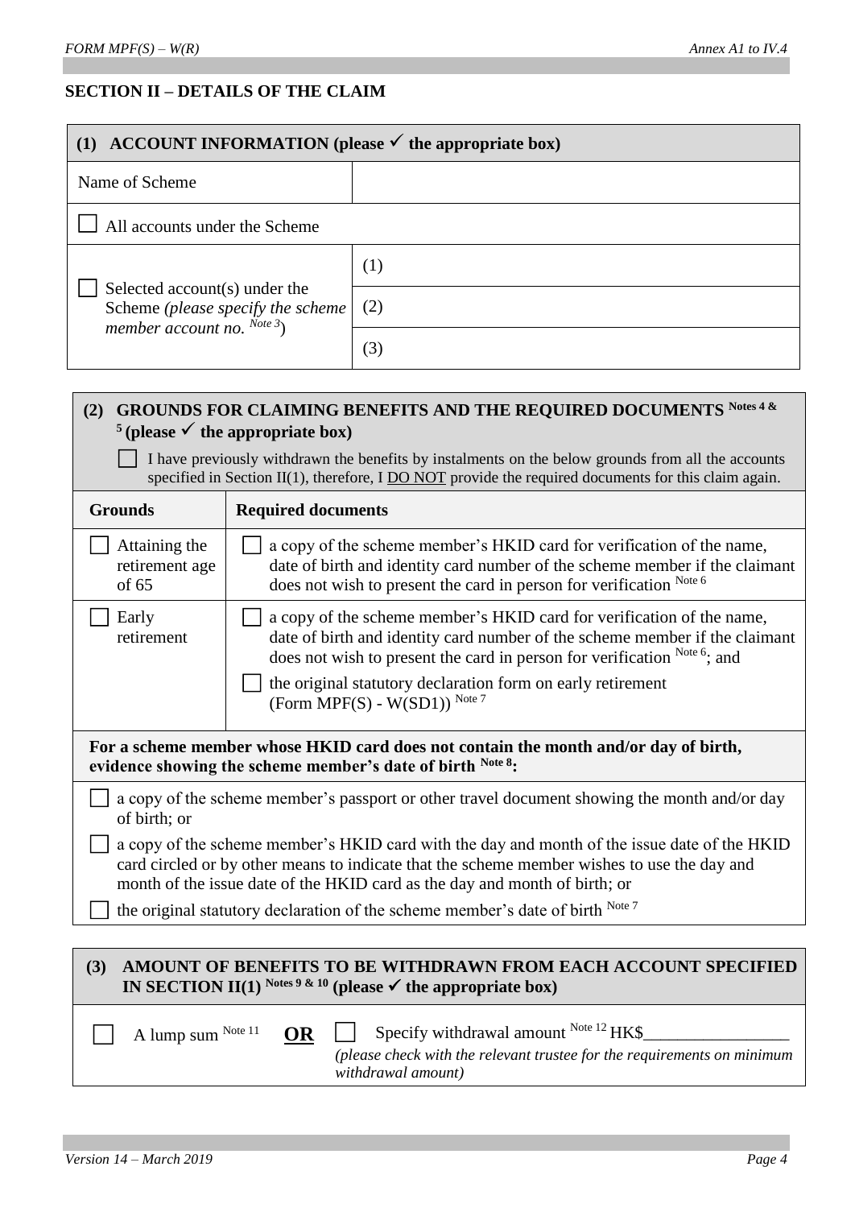## SECTION II – DETAILS OF THE CLAIM

| (1) ACCOUNT INFORMATION (please ✓ the appropriate box) | |
|---|---|
| Name of Scheme | |
| ☐ All accounts under the Scheme | |
| ☐ Selected account(s) under the Scheme *(please specify the scheme member account no.* [Note 3]) | (1) |
| | (2) |
| | (3) |

**(2) GROUNDS FOR CLAIMING BENEFITS AND THE REQUIRED DOCUMENTS** [Notes 4 & 5] **(please ✓ the appropriate box)**

☐ I have previously withdrawn the benefits by instalments on the below grounds from all the accounts specified in Section II(1), therefore, I DO NOT provide the required documents for this claim again.

| Grounds | Required documents |
|---|---|
| ☐ Attaining the retirement age of 65 | ☐ a copy of the scheme member's HKID card for verification of the name, date of birth and identity card number of the scheme member if the claimant does not wish to present the card in person for verification [Note 6] |
| ☐ Early retirement | ☐ a copy of the scheme member's HKID card for verification of the name, date of birth and identity card number of the scheme member if the claimant does not wish to present the card in person for verification [Note 6]; and<br>☐ the original statutory declaration form on early retirement (Form MPF(S) - W(SD1)) [Note 7] |

**For a scheme member whose HKID card does not contain the month and/or day of birth, evidence showing the scheme member's date of birth** [Note 8]**:**

☐ a copy of the scheme member's passport or other travel document showing the month and/or day of birth; or

☐ a copy of the scheme member's HKID card with the day and month of the issue date of the HKID card circled or by other means to indicate that the scheme member wishes to use the day and month of the issue date of the HKID card as the day and month of birth; or

☐ the original statutory declaration of the scheme member's date of birth [Note 7]

**(3) AMOUNT OF BENEFITS TO BE WITHDRAWN FROM EACH ACCOUNT SPECIFIED IN SECTION II(1)** [Notes 9 & 10] **(please ✓ the appropriate box)**

☐ A lump sum [Note 11] **OR** ☐ Specify withdrawal amount [Note 12] HK$_________________
*(please check with the relevant trustee for the requirements on minimum withdrawal amount)*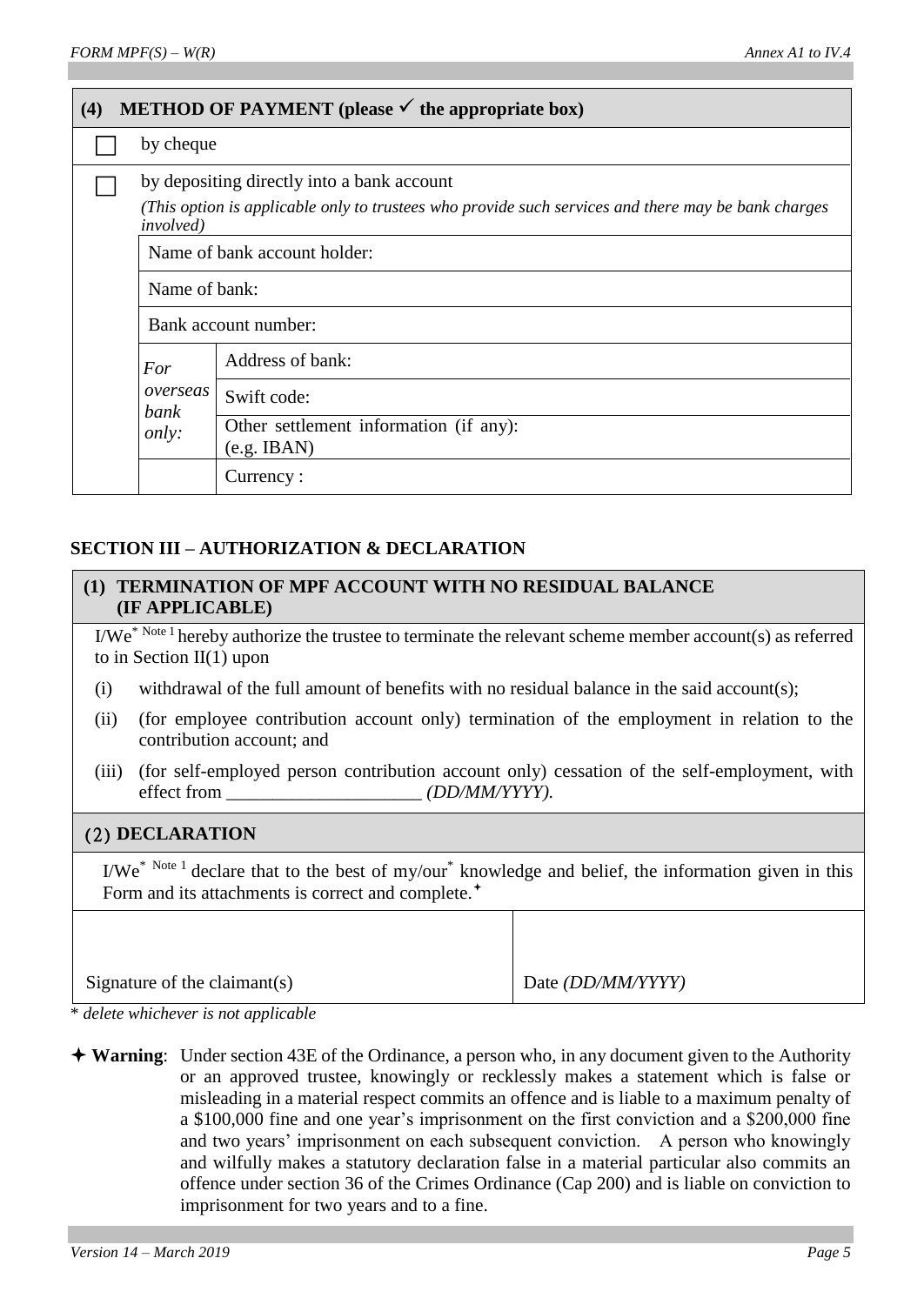## (4) METHOD OF PAYMENT (please ✓ the appropriate box)

| | | | |
|---|---|---|---|
| ☐ | by cheque | | |
| ☐ | by depositing directly into a bank account *(This option is applicable only to trustees who provide such services and there may be bank charges involved)* | | |
| | Name of bank account holder: | | |
| | Name of bank: | | |
| | Bank account number: | | |
| | *For overseas bank only:* | Address of bank: | |
| | | Swift code: | |
| | | Other settlement information (if any): (e.g. IBAN) | |
| | | Currency : | |

## SECTION III – AUTHORIZATION & DECLARATION

### (1) TERMINATION OF MPF ACCOUNT WITH NO RESIDUAL BALANCE (IF APPLICABLE)

I/We* Note 1 hereby authorize the trustee to terminate the relevant scheme member account(s) as referred to in Section II(1) upon

(i) withdrawal of the full amount of benefits with no residual balance in the said account(s);

(ii) (for employee contribution account only) termination of the employment in relation to the contribution account; and

(iii) (for self-employed person contribution account only) cessation of the self-employment, with effect from _____________________ *(DD/MM/YYYY).*

### (2) DECLARATION

I/We* Note 1 declare that to the best of my/our* knowledge and belief, the information given in this Form and its attachments is correct and complete.✦

| Signature of the claimant(s) | Date *(DD/MM/YYYY)* |
|---|---|

\* *delete whichever is not applicable*

✦ **Warning**: Under section 43E of the Ordinance, a person who, in any document given to the Authority or an approved trustee, knowingly or recklessly makes a statement which is false or misleading in a material respect commits an offence and is liable to a maximum penalty of a $100,000 fine and one year's imprisonment on the first conviction and a $200,000 fine and two years' imprisonment on each subsequent conviction. A person who knowingly and wilfully makes a statutory declaration false in a material particular also commits an offence under section 36 of the Crimes Ordinance (Cap 200) and is liable on conviction to imprisonment for two years and to a fine.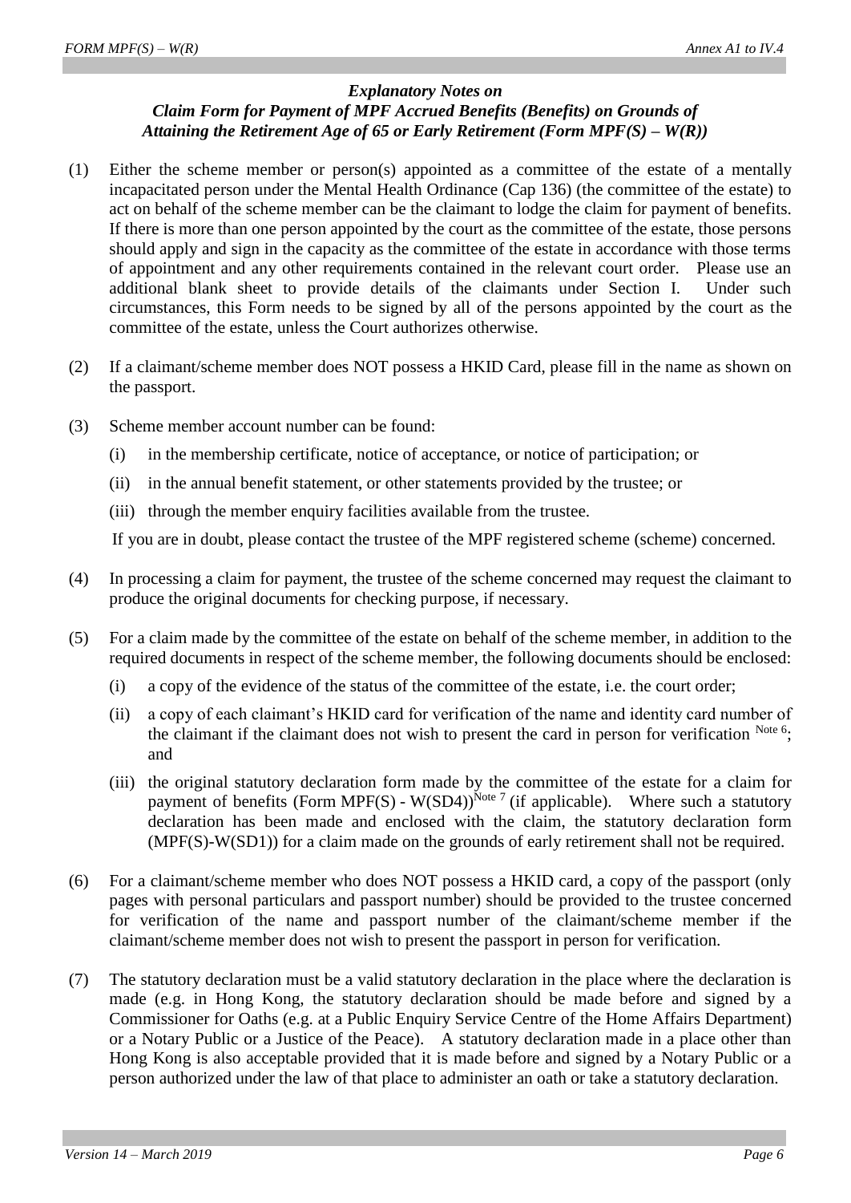### *Explanatory Notes on Claim Form for Payment of MPF Accrued Benefits (Benefits) on Grounds of Attaining the Retirement Age of 65 or Early Retirement (Form MPF(S) – W(R))*

(1) Either the scheme member or person(s) appointed as a committee of the estate of a mentally incapacitated person under the Mental Health Ordinance (Cap 136) (the committee of the estate) to act on behalf of the scheme member can be the claimant to lodge the claim for payment of benefits. If there is more than one person appointed by the court as the committee of the estate, those persons should apply and sign in the capacity as the committee of the estate in accordance with those terms of appointment and any other requirements contained in the relevant court order. Please use an additional blank sheet to provide details of the claimants under Section I. Under such circumstances, this Form needs to be signed by all of the persons appointed by the court as the committee of the estate, unless the Court authorizes otherwise.

(2) If a claimant/scheme member does NOT possess a HKID Card, please fill in the name as shown on the passport.

(3) Scheme member account number can be found:

   (i) in the membership certificate, notice of acceptance, or notice of participation; or

   (ii) in the annual benefit statement, or other statements provided by the trustee; or

   (iii) through the member enquiry facilities available from the trustee.

   If you are in doubt, please contact the trustee of the MPF registered scheme (scheme) concerned.

(4) In processing a claim for payment, the trustee of the scheme concerned may request the claimant to produce the original documents for checking purpose, if necessary.

(5) For a claim made by the committee of the estate on behalf of the scheme member, in addition to the required documents in respect of the scheme member, the following documents should be enclosed:

   (i) a copy of the evidence of the status of the committee of the estate, i.e. the court order;

   (ii) a copy of each claimant's HKID card for verification of the name and identity card number of the claimant if the claimant does not wish to present the card in person for verification [Note 6]; and

   (iii) the original statutory declaration form made by the committee of the estate for a claim for payment of benefits (Form MPF(S) - W(SD4))[Note 7] (if applicable). Where such a statutory declaration has been made and enclosed with the claim, the statutory declaration form (MPF(S)-W(SD1)) for a claim made on the grounds of early retirement shall not be required.

(6) For a claimant/scheme member who does NOT possess a HKID card, a copy of the passport (only pages with personal particulars and passport number) should be provided to the trustee concerned for verification of the name and passport number of the claimant/scheme member if the claimant/scheme member does not wish to present the passport in person for verification.

(7) The statutory declaration must be a valid statutory declaration in the place where the declaration is made (e.g. in Hong Kong, the statutory declaration should be made before and signed by a Commissioner for Oaths (e.g. at a Public Enquiry Service Centre of the Home Affairs Department) or a Notary Public or a Justice of the Peace). A statutory declaration made in a place other than Hong Kong is also acceptable provided that it is made before and signed by a Notary Public or a person authorized under the law of that place to administer an oath or take a statutory declaration.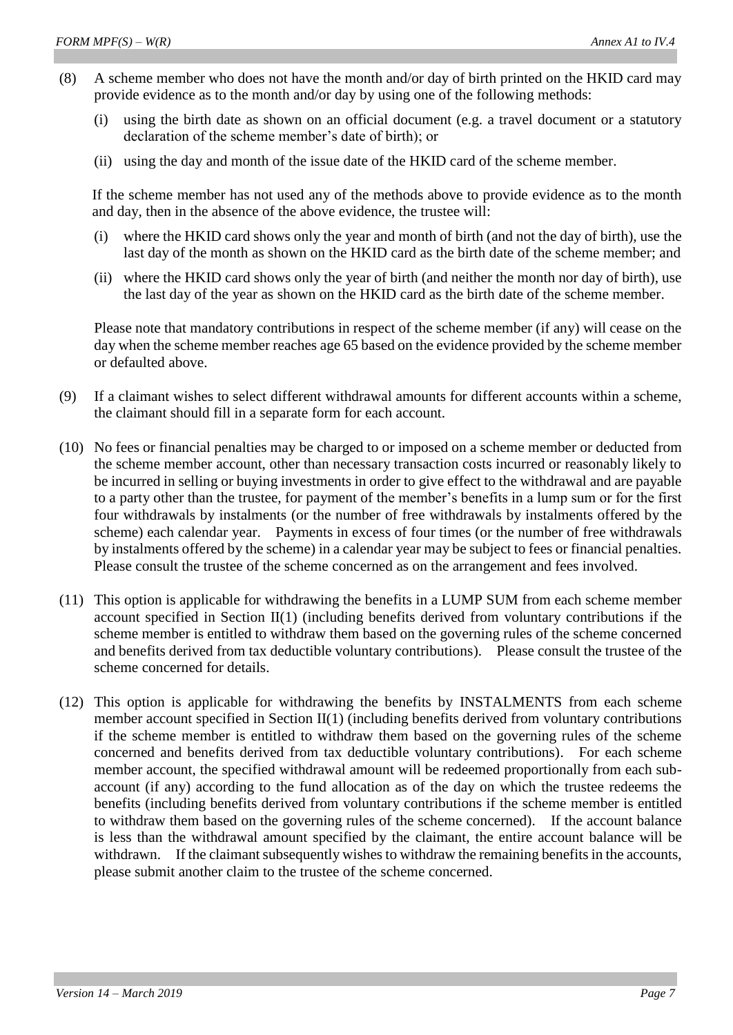(8) A scheme member who does not have the month and/or day of birth printed on the HKID card may provide evidence as to the month and/or day by using one of the following methods:

   (i) using the birth date as shown on an official document (e.g. a travel document or a statutory declaration of the scheme member's date of birth); or

   (ii) using the day and month of the issue date of the HKID card of the scheme member.

   If the scheme member has not used any of the methods above to provide evidence as to the month and day, then in the absence of the above evidence, the trustee will:

   (i) where the HKID card shows only the year and month of birth (and not the day of birth), use the last day of the month as shown on the HKID card as the birth date of the scheme member; and

   (ii) where the HKID card shows only the year of birth (and neither the month nor day of birth), use the last day of the year as shown on the HKID card as the birth date of the scheme member.

   Please note that mandatory contributions in respect of the scheme member (if any) will cease on the day when the scheme member reaches age 65 based on the evidence provided by the scheme member or defaulted above.

(9) If a claimant wishes to select different withdrawal amounts for different accounts within a scheme, the claimant should fill in a separate form for each account.

(10) No fees or financial penalties may be charged to or imposed on a scheme member or deducted from the scheme member account, other than necessary transaction costs incurred or reasonably likely to be incurred in selling or buying investments in order to give effect to the withdrawal and are payable to a party other than the trustee, for payment of the member's benefits in a lump sum or for the first four withdrawals by instalments (or the number of free withdrawals by instalments offered by the scheme) each calendar year. Payments in excess of four times (or the number of free withdrawals by instalments offered by the scheme) in a calendar year may be subject to fees or financial penalties. Please consult the trustee of the scheme concerned as on the arrangement and fees involved.

(11) This option is applicable for withdrawing the benefits in a LUMP SUM from each scheme member account specified in Section II(1) (including benefits derived from voluntary contributions if the scheme member is entitled to withdraw them based on the governing rules of the scheme concerned and benefits derived from tax deductible voluntary contributions). Please consult the trustee of the scheme concerned for details.

(12) This option is applicable for withdrawing the benefits by INSTALMENTS from each scheme member account specified in Section II(1) (including benefits derived from voluntary contributions if the scheme member is entitled to withdraw them based on the governing rules of the scheme concerned and benefits derived from tax deductible voluntary contributions). For each scheme member account, the specified withdrawal amount will be redeemed proportionally from each sub-account (if any) according to the fund allocation as of the day on which the trustee redeems the benefits (including benefits derived from voluntary contributions if the scheme member is entitled to withdraw them based on the governing rules of the scheme concerned). If the account balance is less than the withdrawal amount specified by the claimant, the entire account balance will be withdrawn. If the claimant subsequently wishes to withdraw the remaining benefits in the accounts, please submit another claim to the trustee of the scheme concerned.